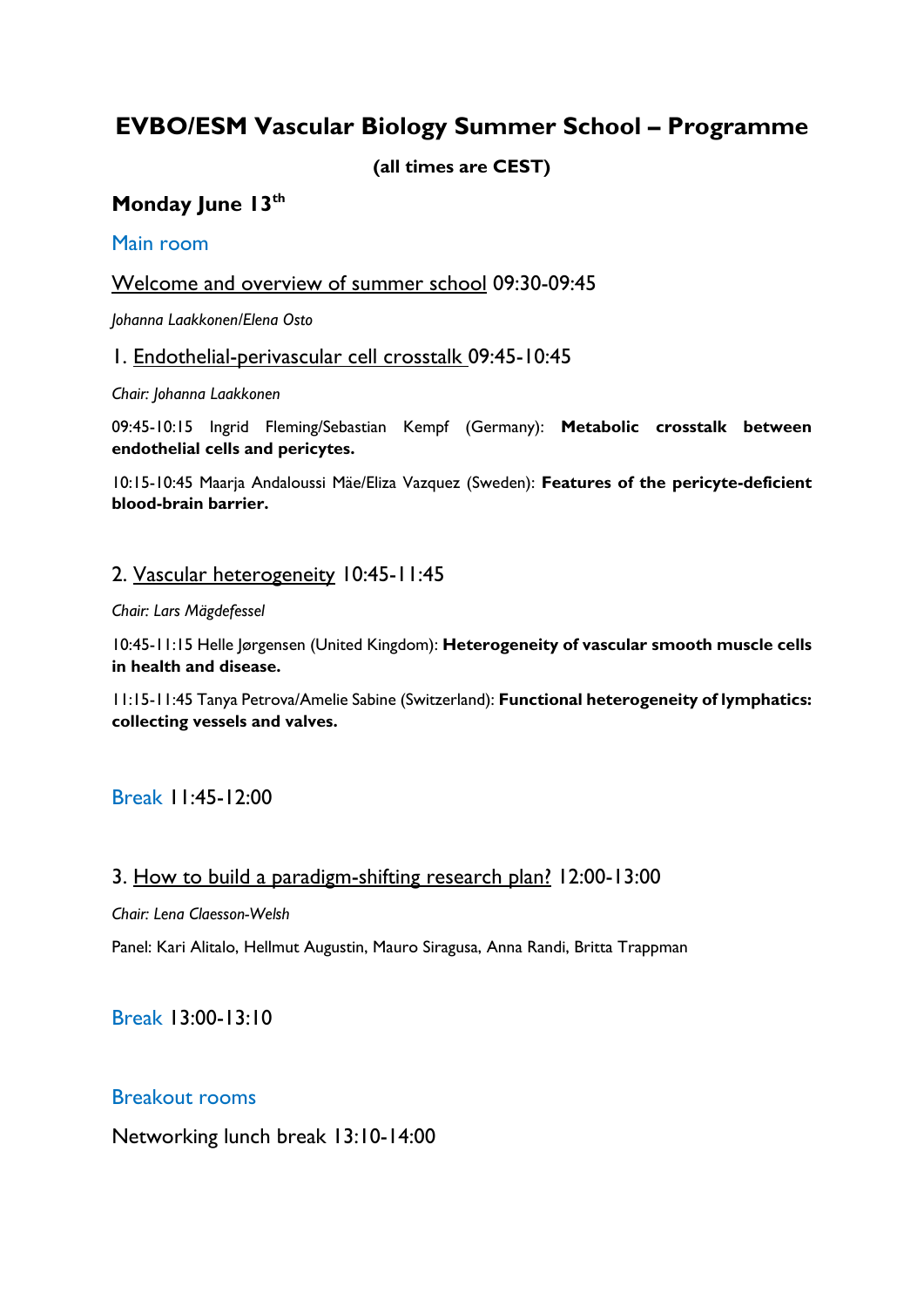# EVBO/ESM Vascular Biology Summer School – Programme

**(all times are CEST)**

## Monday June 13th

### Main room

Welcome and overview of summer school 09:30-09:45

*Johanna Laakkonen/Elena Osto*

### 1. Endothelial-perivascular cell crosstalk 09:45-10:45

*Chair: Johanna Laakkonen*

09:45-10:15 Ingrid Fleming/Sebastian Kempf (Germany): **Metabolic crosstalk between endothelial cells and pericytes.**

10:15-10:45 Maarja Andaloussi Mäe/Eliza Vazquez (Sweden): **Features of the pericyte-deficient blood-brain barrier.**

### 2. Vascular heterogeneity 10:45-11:45

*Chair: Lars Mägdefessel*

10:45-11:15 Helle Jørgensen (United Kingdom): **Heterogeneity of vascular smooth muscle cells in health and disease.**

11:15-11:45 Tanya Petrova/Amelie Sabine (Switzerland): **Functional heterogeneity of lymphatics: collecting vessels and valves.**

### Break 11:45-12:00

### 3. How to build a paradigm-shifting research plan? 12:00-13:00

*Chair: Lena Claesson-Welsh*

Panel: Kari Alitalo, Hellmut Augustin, Mauro Siragusa, Anna Randi, Britta Trappman

### Break 13:00-13:10

### Breakout rooms

Networking lunch break 13:10-14:00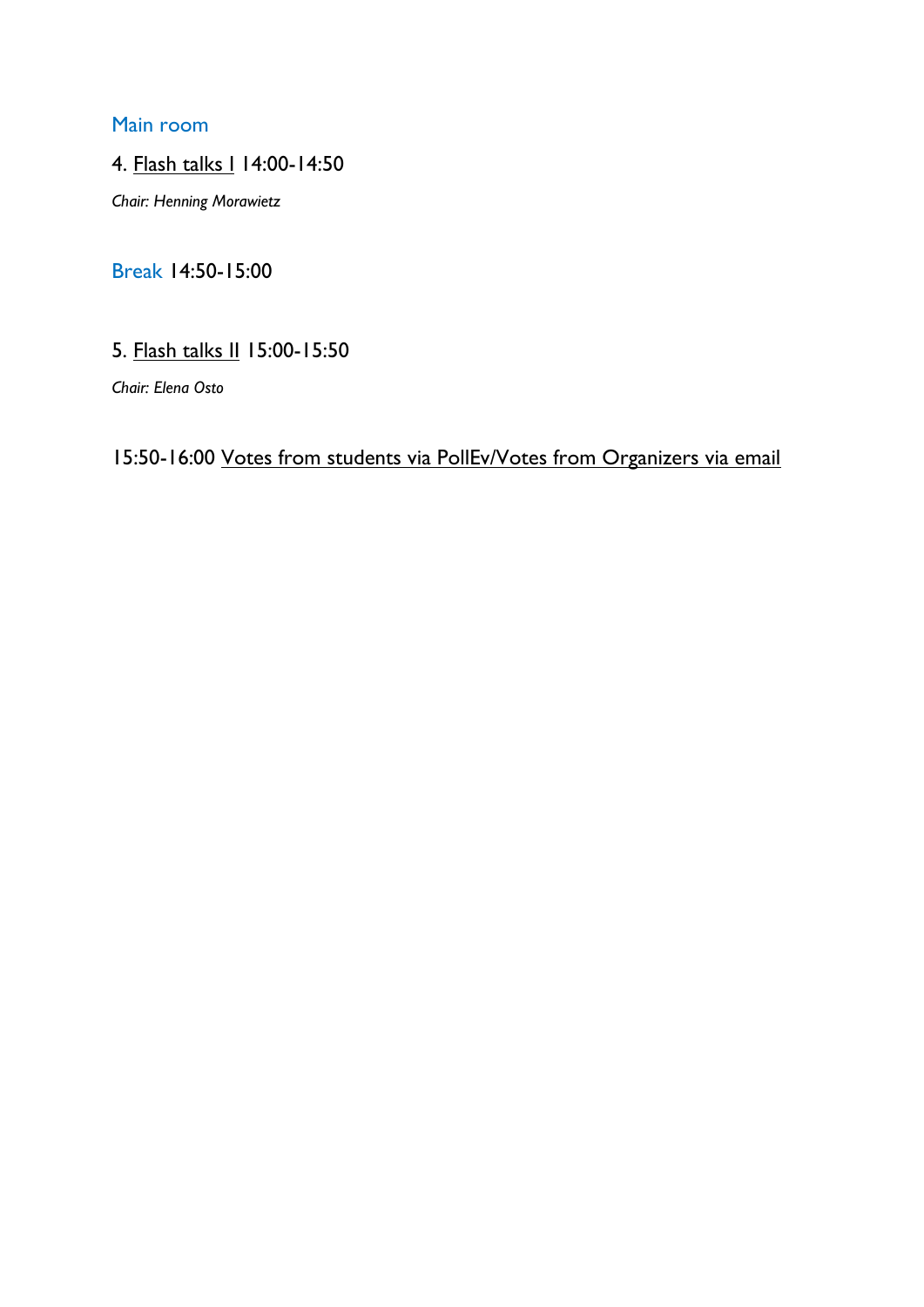## Main room

4. Flash talks I 14:00-14:50

*Chair: Henning Morawietz*

## Break 14:50-15:00

5. Flash talks II 15:00-15:50

*Chair: Elena Osto*

15:50-16:00 Votes from students via PollEv/Votes from Organizers via email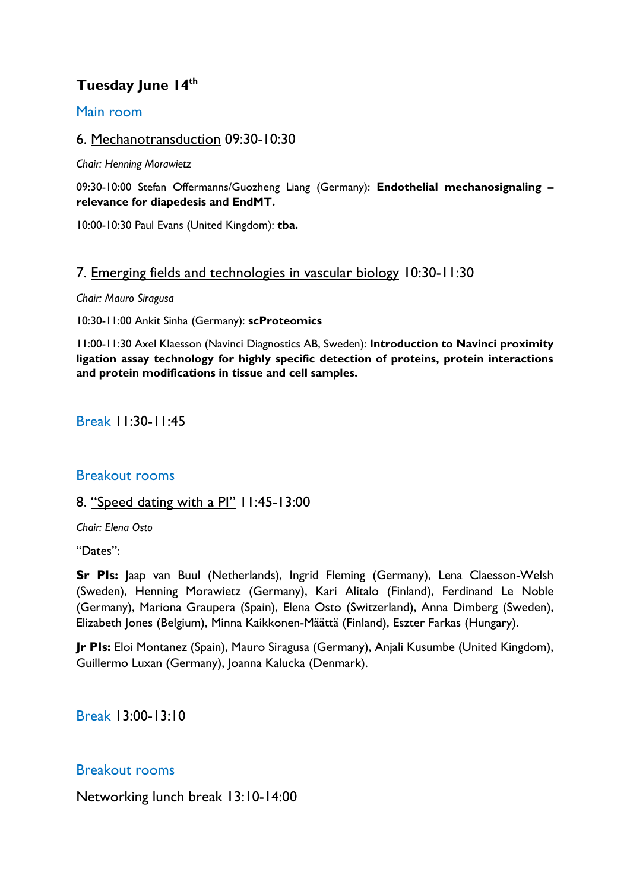## Tuesday June 14th

### Main room

### 6. Mechanotransduction 09:30-10:30

*Chair: Henning Morawietz*

09:30-10:00 Stefan Offermanns/Guozheng Liang (Germany): **Endothelial mechanosignaling – relevance for diapedesis and EndMT.**

10:00-10:30 Paul Evans (United Kingdom): **tba.**

### 7. Emerging fields and technologies in vascular biology 10:30-11:30

*Chair: Mauro Siragusa*

10:30-11:00 Ankit Sinha (Germany): **scProteomics**

11:00-11:30 Axel Klaesson (Navinci Diagnostics AB, Sweden): **Introduction to Navinci proximity ligation assay technology for highly specific detection of proteins, protein interactions and protein modifications in tissue and cell samples.**

### Break 11:30-11:45

### Breakout rooms

### 8. "Speed dating with a PI" 11:45-13:00

*Chair: Elena Osto*

"Dates":

**Sr PIs:** Jaap van Buul (Netherlands), Ingrid Fleming (Germany), Lena Claesson-Welsh (Sweden), Henning Morawietz (Germany), Kari Alitalo (Finland), Ferdinand Le Noble (Germany), Mariona Graupera (Spain), Elena Osto (Switzerland), Anna Dimberg (Sweden), Elizabeth Jones (Belgium), Minna Kaikkonen-Määttä (Finland), Eszter Farkas (Hungary).

**Jr PIs:** Eloi Montanez (Spain), Mauro Siragusa (Germany), Anjali Kusumbe (United Kingdom), Guillermo Luxan (Germany), Joanna Kalucka (Denmark).

### Break 13:00-13:10

### Breakout rooms

Networking lunch break 13:10-14:00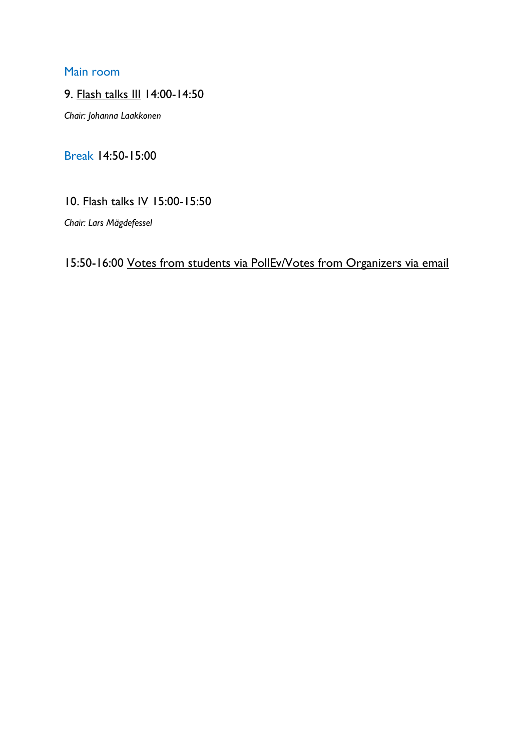## Main room

9. Flash talks III 14:00-14:50

*Chair: Johanna Laakkonen*

## Break 14:50-15:00

10. Flash talks IV 15:00-15:50

*Chair: Lars Mägdefessel*

15:50-16:00 Votes from students via PollEv/Votes from Organizers via email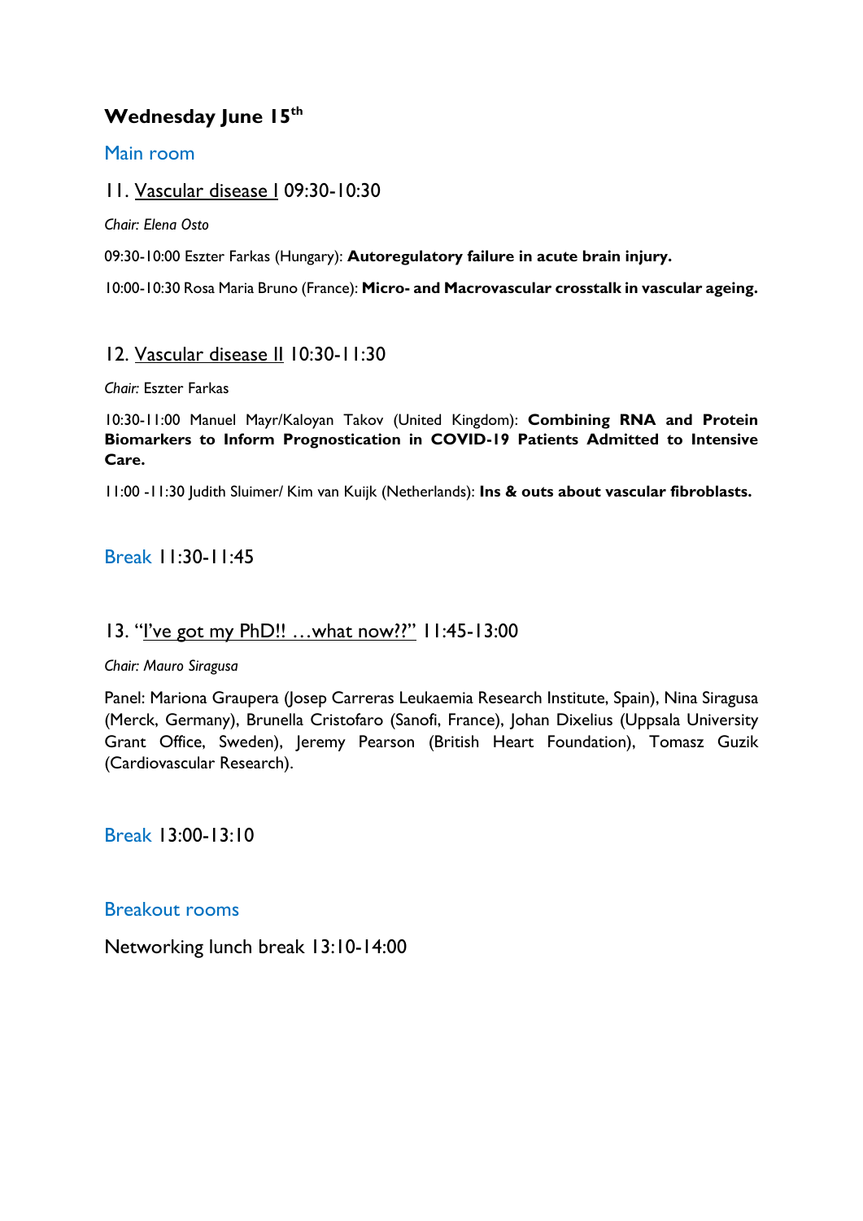## Wednesday June 15th

### Main room

### 11. Vascular disease I 09:30-10:30

*Chair: Elena Osto*

09:30-10:00 Eszter Farkas (Hungary): **Autoregulatory failure in acute brain injury.**

10:00-10:30 Rosa Maria Bruno (France): **Micro- and Macrovascular crosstalk in vascular ageing.**

### 12. Vascular disease II 10:30-11:30

*Chair:* Eszter Farkas

10:30-11:00 Manuel Mayr/Kaloyan Takov (United Kingdom): **Combining RNA and Protein Biomarkers to Inform Prognostication in COVID-19 Patients Admitted to Intensive Care.**

11:00 -11:30 Judith Sluimer/ Kim van Kuijk (Netherlands): **Ins & outs about vascular fibroblasts.**

### Break 11:30-11:45

### 13. "I've got my PhD!! …what now??" 11:45-13:00

*Chair: Mauro Siragusa*

Panel: Mariona Graupera (Josep Carreras Leukaemia Research Institute, Spain), Nina Siragusa (Merck, Germany), Brunella Cristofaro (Sanofi, France), Johan Dixelius (Uppsala University Grant Office, Sweden), Jeremy Pearson (British Heart Foundation), Tomasz Guzik (Cardiovascular Research).

### Break 13:00-13:10

### Breakout rooms

Networking lunch break 13:10-14:00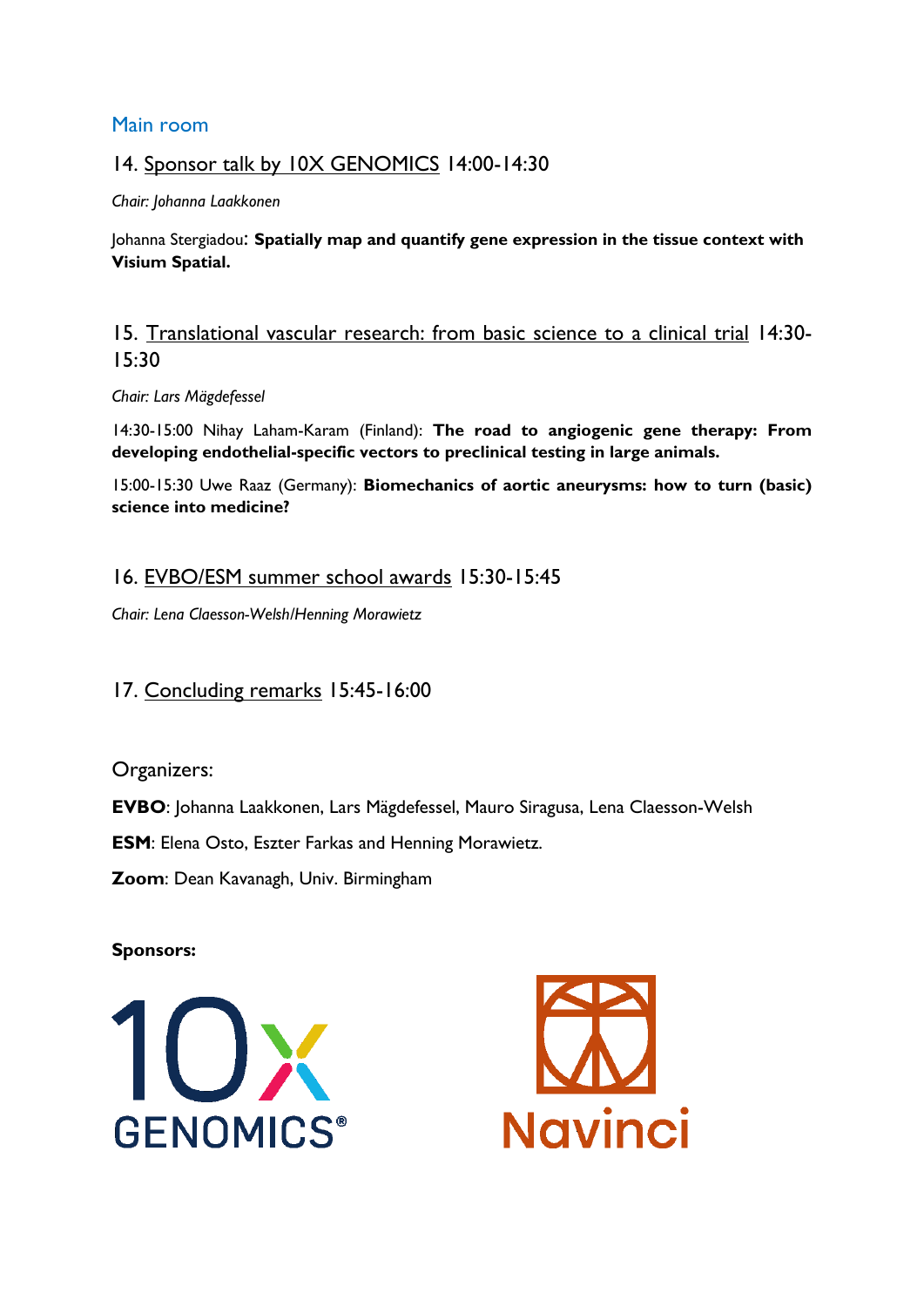## Main room

### 14. Sponsor talk by 10X GENOMICS 14:00-14:30

*Chair: Johanna Laakkonen*

Johanna Stergiadou: **Spatially map and quantify gene expression in the tissue context with Visium Spatial.**

### 15. Translational vascular research: from basic science to a clinical trial 14:30-15:30

*Chair: Lars Mägdefessel*

14:30-15:00 Nihay Laham-Karam (Finland): **The road to angiogenic gene therapy: From developing endothelial-specific vectors to preclinical testing in large animals.**

15:00-15:30 Uwe Raaz (Germany): **Biomechanics of aortic aneurysms: how to turn (basic) science into medicine?**

### 16. EVBO/ESM summer school awards 15:30-15:45

*Chair: Lena Claesson-Welsh/Henning Morawietz*

### 17. Concluding remarks 15:45-16:00

Organizers:

**EVBO**: Johanna Laakkonen, Lars Mägdefessel, Mauro Siragusa, Lena Claesson-Welsh

**ESM**: Elena Osto, Eszter Farkas and Henning Morawietz.

**Zoom**: Dean Kavanagh, Univ. Birmingham

**Sponsors:**

10x GENOMICS®

Navinci